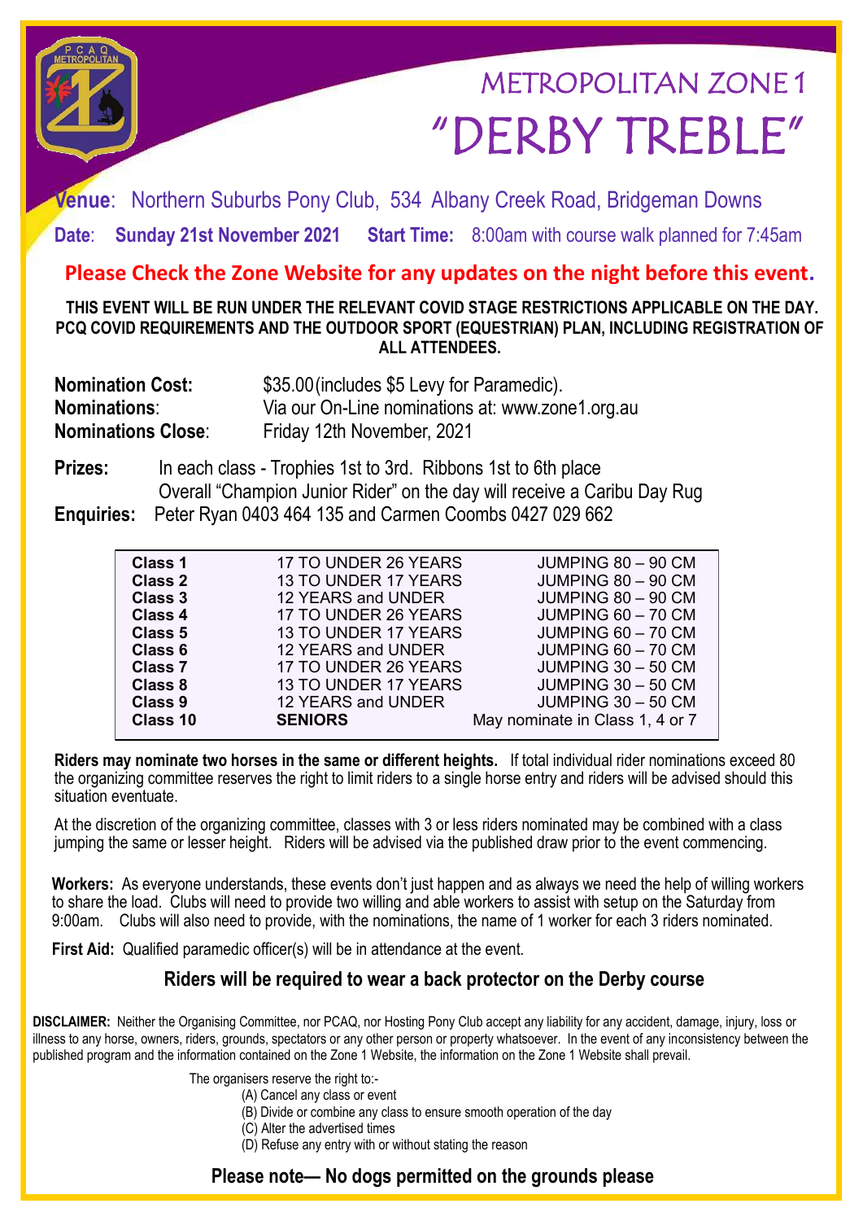# METROPOLITAN ZONE 1

# "DERBY TREBLE"

**Venue**: Northern Suburbs Pony Club, 534 Albany Creek Road, Bridgeman Downs

**Date**: **Sunday 21st November 2021** **Start Time:** 8:00am with course walk planned for 7:45am

**Please Check the Zone Website for any updates on the night before this event.**

**THIS EVENT WILL BE RUN UNDER THE RELEVANT COVID STAGE RESTRICTIONS APPLICABLE ON THE DAY. PCQ COVID REQUIREMENTS AND THE OUTDOOR SPORT (EQUESTRIAN) PLAN, INCLUDING REGISTRATION OF ALL ATTENDEES.**

**Nomination Cost:** $35.00(includes $5 Levy for Paramedic).
**Nominations**: Via our On-Line nominations at: www.zone1.org.au
**Nominations Close**: Friday 12th November, 2021

**Prizes:** In each class - Trophies 1st to 3rd. Ribbons 1st to 6th place
Overall "Champion Junior Rider" on the day will receive a Caribu Day Rug

**Enquiries:** Peter Ryan 0403 464 135 and Carmen Coombs 0427 029 662

| | | |
|---|---|---|
| **Class 1** | 17 TO UNDER 26 YEARS | JUMPING 80 – 90 CM |
| **Class 2** | 13 TO UNDER 17 YEARS | JUMPING 80 – 90 CM |
| **Class 3** | 12 YEARS and UNDER | JUMPING 80 – 90 CM |
| **Class 4** | 17 TO UNDER 26 YEARS | JUMPING 60 – 70 CM |
| **Class 5** | 13 TO UNDER 17 YEARS | JUMPING 60 – 70 CM |
| **Class 6** | 12 YEARS and UNDER | JUMPING 60 – 70 CM |
| **Class 7** | 17 TO UNDER 26 YEARS | JUMPING 30 – 50 CM |
| **Class 8** | 13 TO UNDER 17 YEARS | JUMPING 30 – 50 CM |
| **Class 9** | 12 YEARS and UNDER | JUMPING 30 – 50 CM |
| **Class 10** | **SENIORS** | May nominate in Class 1, 4 or 7 |

**Riders may nominate two horses in the same or different heights.** If total individual rider nominations exceed 80 the organizing committee reserves the right to limit riders to a single horse entry and riders will be advised should this situation eventuate.

At the discretion of the organizing committee, classes with 3 or less riders nominated may be combined with a class jumping the same or lesser height. Riders will be advised via the published draw prior to the event commencing.

**Workers:** As everyone understands, these events don't just happen and as always we need the help of willing workers to share the load. Clubs will need to provide two willing and able workers to assist with setup on the Saturday from 9:00am. Clubs will also need to provide, with the nominations, the name of 1 worker for each 3 riders nominated.

**First Aid:** Qualified paramedic officer(s) will be in attendance at the event.

**Riders will be required to wear a back protector on the Derby course**

**DISCLAIMER:** Neither the Organising Committee, nor PCAQ, nor Hosting Pony Club accept any liability for any accident, damage, injury, loss or illness to any horse, owners, riders, grounds, spectators or any other person or property whatsoever. In the event of any inconsistency between the published program and the information contained on the Zone 1 Website, the information on the Zone 1 Website shall prevail.

The organisers reserve the right to:-

(A) Cancel any class or event
(B) Divide or combine any class to ensure smooth operation of the day
(C) Alter the advertised times
(D) Refuse any entry with or without stating the reason

**Please note— No dogs permitted on the grounds please**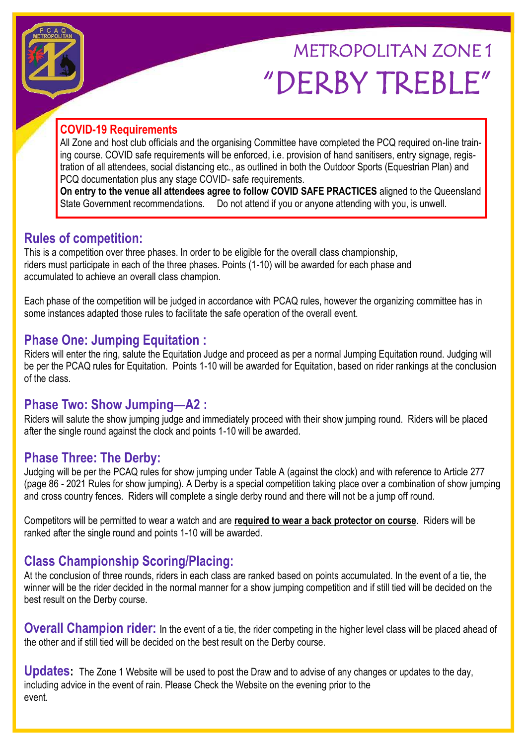# METROPOLITAN ZONE 1
# "DERBY TREBLE"

**COVID-19 Requirements**

All Zone and host club officials and the organising Committee have completed the PCQ required on-line training course. COVID safe requirements will be enforced, i.e. provision of hand sanitisers, entry signage, registration of all attendees, social distancing etc., as outlined in both the Outdoor Sports (Equestrian Plan) and PCQ documentation plus any stage COVID- safe requirements.

**On entry to the venue all attendees agree to follow COVID SAFE PRACTICES** aligned to the Queensland State Government recommendations. Do not attend if you or anyone attending with you, is unwell.

## Rules of competition:

This is a competition over three phases. In order to be eligible for the overall class championship, riders must participate in each of the three phases. Points (1-10) will be awarded for each phase and accumulated to achieve an overall class champion.

Each phase of the competition will be judged in accordance with PCAQ rules, however the organizing committee has in some instances adapted those rules to facilitate the safe operation of the overall event.

## Phase One: Jumping Equitation :

Riders will enter the ring, salute the Equitation Judge and proceed as per a normal Jumping Equitation round. Judging will be per the PCAQ rules for Equitation. Points 1-10 will be awarded for Equitation, based on rider rankings at the conclusion of the class.

## Phase Two: Show Jumping—A2 :

Riders will salute the show jumping judge and immediately proceed with their show jumping round. Riders will be placed after the single round against the clock and points 1-10 will be awarded.

## Phase Three: The Derby:

Judging will be per the PCAQ rules for show jumping under Table A (against the clock) and with reference to Article 277 (page 86 - 2021 Rules for show jumping). A Derby is a special competition taking place over a combination of show jumping and cross country fences. Riders will complete a single derby round and there will not be a jump off round.

Competitors will be permitted to wear a watch and are **required to wear a back protector on course**. Riders will be ranked after the single round and points 1-10 will be awarded.

## Class Championship Scoring/Placing:

At the conclusion of three rounds, riders in each class are ranked based on points accumulated. In the event of a tie, the winner will be the rider decided in the normal manner for a show jumping competition and if still tied will be decided on the best result on the Derby course.

**Overall Champion rider:** In the event of a tie, the rider competing in the higher level class will be placed ahead of the other and if still tied will be decided on the best result on the Derby course.

**Updates:** The Zone 1 Website will be used to post the Draw and to advise of any changes or updates to the day, including advice in the event of rain. Please Check the Website on the evening prior to the event.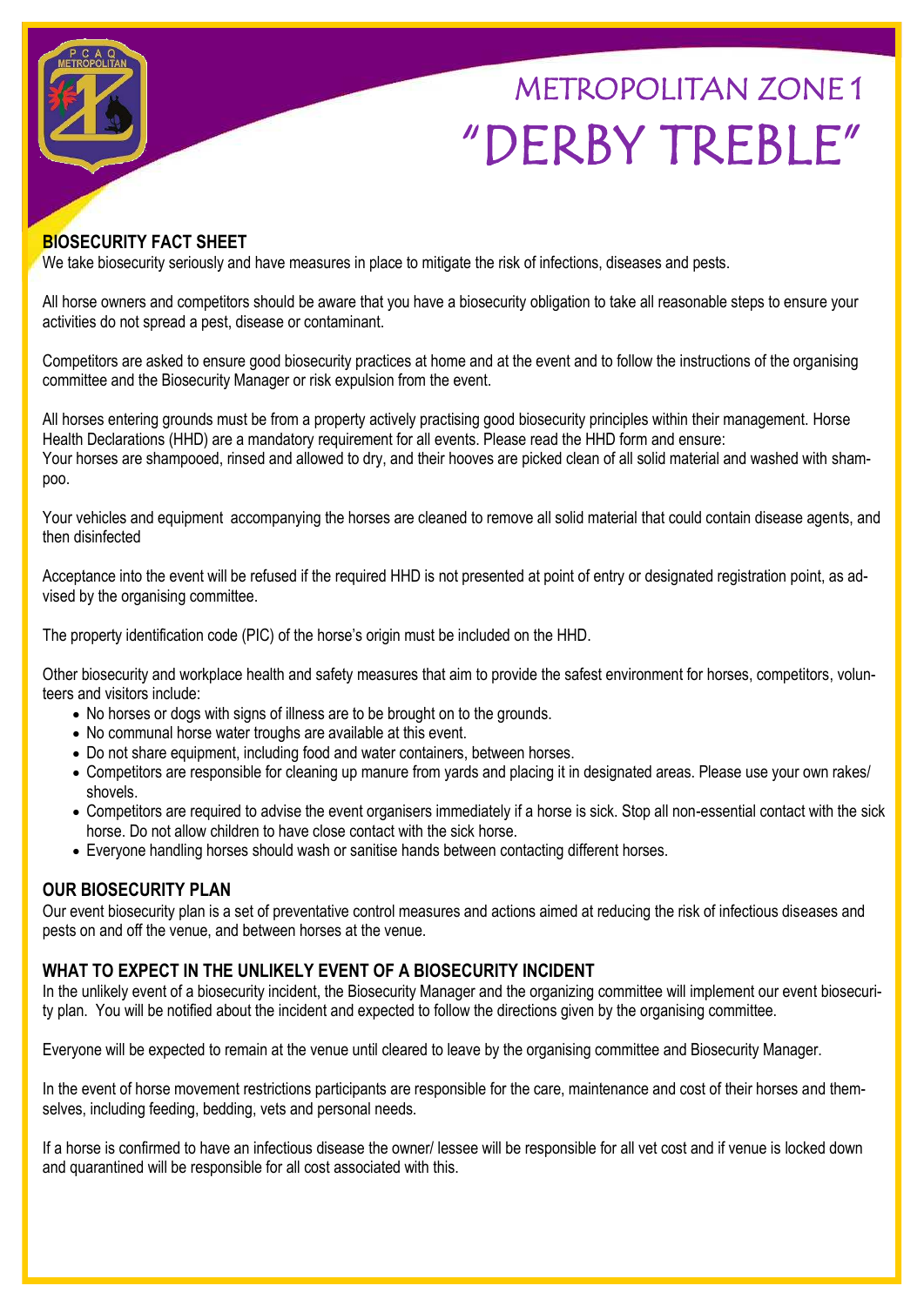# METROPOLITAN ZONE 1
# "DERBY TREBLE"

## BIOSECURITY FACT SHEET

We take biosecurity seriously and have measures in place to mitigate the risk of infections, diseases and pests.

All horse owners and competitors should be aware that you have a biosecurity obligation to take all reasonable steps to ensure your activities do not spread a pest, disease or contaminant.

Competitors are asked to ensure good biosecurity practices at home and at the event and to follow the instructions of the organising committee and the Biosecurity Manager or risk expulsion from the event.

All horses entering grounds must be from a property actively practising good biosecurity principles within their management. Horse Health Declarations (HHD) are a mandatory requirement for all events. Please read the HHD form and ensure:
Your horses are shampooed, rinsed and allowed to dry, and their hooves are picked clean of all solid material and washed with shampoo.

Your vehicles and equipment accompanying the horses are cleaned to remove all solid material that could contain disease agents, and then disinfected

Acceptance into the event will be refused if the required HHD is not presented at point of entry or designated registration point, as advised by the organising committee.

The property identification code (PIC) of the horse's origin must be included on the HHD.

Other biosecurity and workplace health and safety measures that aim to provide the safest environment for horses, competitors, volunteers and visitors include:

- No horses or dogs with signs of illness are to be brought on to the grounds.
- No communal horse water troughs are available at this event.
- Do not share equipment, including food and water containers, between horses.
- Competitors are responsible for cleaning up manure from yards and placing it in designated areas. Please use your own rakes/ shovels.
- Competitors are required to advise the event organisers immediately if a horse is sick. Stop all non-essential contact with the sick horse. Do not allow children to have close contact with the sick horse.
- Everyone handling horses should wash or sanitise hands between contacting different horses.

## OUR BIOSECURITY PLAN

Our event biosecurity plan is a set of preventative control measures and actions aimed at reducing the risk of infectious diseases and pests on and off the venue, and between horses at the venue.

## WHAT TO EXPECT IN THE UNLIKELY EVENT OF A BIOSECURITY INCIDENT

In the unlikely event of a biosecurity incident, the Biosecurity Manager and the organizing committee will implement our event biosecurity plan. You will be notified about the incident and expected to follow the directions given by the organising committee.

Everyone will be expected to remain at the venue until cleared to leave by the organising committee and Biosecurity Manager.

In the event of horse movement restrictions participants are responsible for the care, maintenance and cost of their horses and themselves, including feeding, bedding, vets and personal needs.

If a horse is confirmed to have an infectious disease the owner/ lessee will be responsible for all vet cost and if venue is locked down and quarantined will be responsible for all cost associated with this.